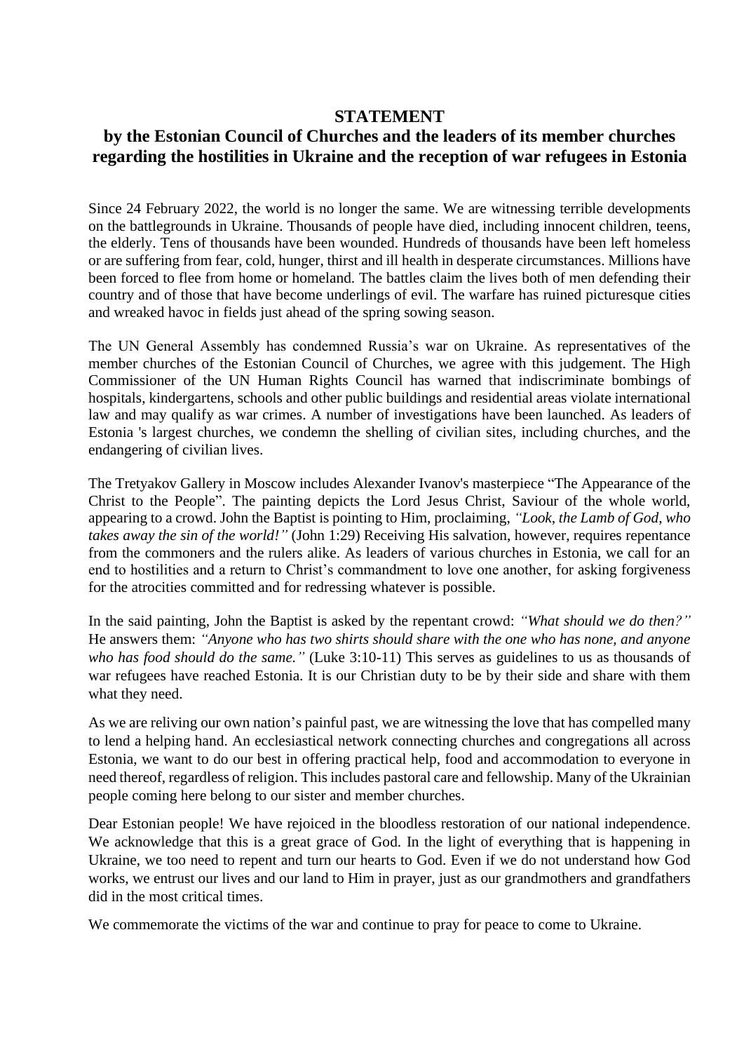# STATEMENT

## by the Estonian Council of Churches and the leaders of its member churches regarding the hostilities in Ukraine and the reception of war refugees in Estonia

Since 24 February 2022, the world is no longer the same. We are witnessing terrible developments on the battlegrounds in Ukraine. Thousands of people have died, including innocent children, teens, the elderly. Tens of thousands have been wounded. Hundreds of thousands have been left homeless or are suffering from fear, cold, hunger, thirst and ill health in desperate circumstances. Millions have been forced to flee from home or homeland. The battles claim the lives both of men defending their country and of those that have become underlings of evil. The warfare has ruined picturesque cities and wreaked havoc in fields just ahead of the spring sowing season.

The UN General Assembly has condemned Russia's war on Ukraine. As representatives of the member churches of the Estonian Council of Churches, we agree with this judgement. The High Commissioner of the UN Human Rights Council has warned that indiscriminate bombings of hospitals, kindergartens, schools and other public buildings and residential areas violate international law and may qualify as war crimes. A number of investigations have been launched. As leaders of Estonia 's largest churches, we condemn the shelling of civilian sites, including churches, and the endangering of civilian lives.

The Tretyakov Gallery in Moscow includes Alexander Ivanov's masterpiece "The Appearance of the Christ to the People". The painting depicts the Lord Jesus Christ, Saviour of the whole world, appearing to a crowd. John the Baptist is pointing to Him, proclaiming, *"Look, the Lamb of God, who takes away the sin of the world!"* (John 1:29) Receiving His salvation, however, requires repentance from the commoners and the rulers alike. As leaders of various churches in Estonia, we call for an end to hostilities and a return to Christ's commandment to love one another, for asking forgiveness for the atrocities committed and for redressing whatever is possible.

In the said painting, John the Baptist is asked by the repentant crowd: *"What should we do then?"* He answers them: *"Anyone who has two shirts should share with the one who has none, and anyone who has food should do the same."* (Luke 3:10-11) This serves as guidelines to us as thousands of war refugees have reached Estonia. It is our Christian duty to be by their side and share with them what they need.

As we are reliving our own nation's painful past, we are witnessing the love that has compelled many to lend a helping hand. An ecclesiastical network connecting churches and congregations all across Estonia, we want to do our best in offering practical help, food and accommodation to everyone in need thereof, regardless of religion. This includes pastoral care and fellowship. Many of the Ukrainian people coming here belong to our sister and member churches.

Dear Estonian people! We have rejoiced in the bloodless restoration of our national independence. We acknowledge that this is a great grace of God. In the light of everything that is happening in Ukraine, we too need to repent and turn our hearts to God. Even if we do not understand how God works, we entrust our lives and our land to Him in prayer, just as our grandmothers and grandfathers did in the most critical times.

We commemorate the victims of the war and continue to pray for peace to come to Ukraine.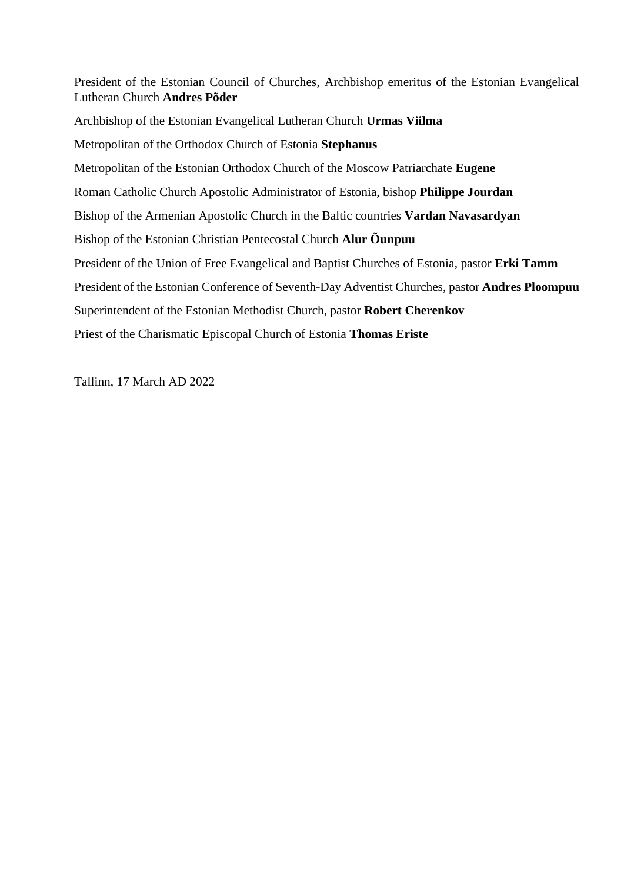President of the Estonian Council of Churches, Archbishop emeritus of the Estonian Evangelical Lutheran Church **Andres Põder**

Archbishop of the Estonian Evangelical Lutheran Church **Urmas Viilma**

Metropolitan of the Orthodox Church of Estonia **Stephanus**

Metropolitan of the Estonian Orthodox Church of the Moscow Patriarchate **Eugene**

Roman Catholic Church Apostolic Administrator of Estonia, bishop **Philippe Jourdan**

Bishop of the Armenian Apostolic Church in the Baltic countries **Vardan Navasardyan**

Bishop of the Estonian Christian Pentecostal Church **Alur Õunpuu**

President of the Union of Free Evangelical and Baptist Churches of Estonia, pastor **Erki Tamm**

President of the Estonian Conference of Seventh-Day Adventist Churches, pastor **Andres Ploompuu**

Superintendent of the Estonian Methodist Church, pastor **Robert Cherenkov**

Priest of the Charismatic Episcopal Church of Estonia **Thomas Eriste**

Tallinn, 17 March AD 2022